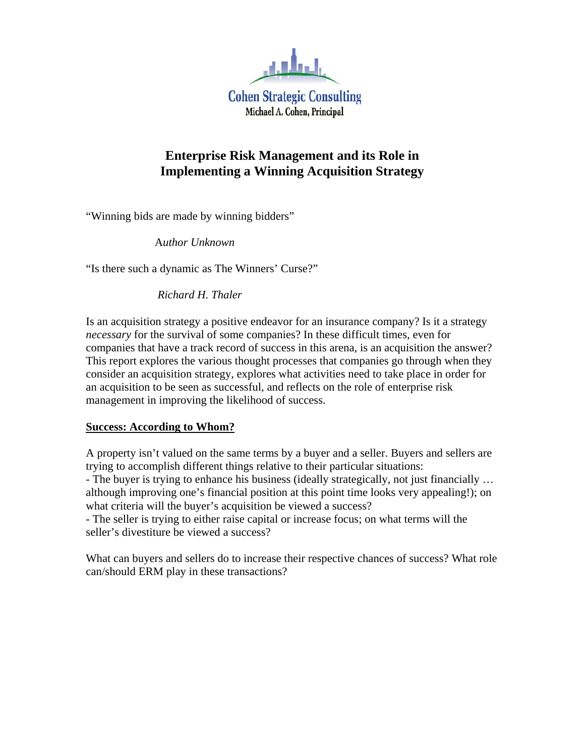Cohen Strategic Consulting
Michael A. Cohen, Principal

# Enterprise Risk Management and its Role in Implementing a Winning Acquisition Strategy

"Winning bids are made by winning bidders"

*Author Unknown*

"Is there such a dynamic as The Winners' Curse?"

*Richard H. Thaler*

Is an acquisition strategy a positive endeavor for an insurance company? Is it a strategy *necessary* for the survival of some companies? In these difficult times, even for companies that have a track record of success in this arena, is an acquisition the answer? This report explores the various thought processes that companies go through when they consider an acquisition strategy, explores what activities need to take place in order for an acquisition to be seen as successful, and reflects on the role of enterprise risk management in improving the likelihood of success.

## Success: According to Whom?

A property isn't valued on the same terms by a buyer and a seller. Buyers and sellers are trying to accomplish different things relative to their particular situations:

- The buyer is trying to enhance his business (ideally strategically, not just financially … although improving one's financial position at this point time looks very appealing!); on what criteria will the buyer's acquisition be viewed a success?
- The seller is trying to either raise capital or increase focus; on what terms will the seller's divestiture be viewed a success?

What can buyers and sellers do to increase their respective chances of success? What role can/should ERM play in these transactions?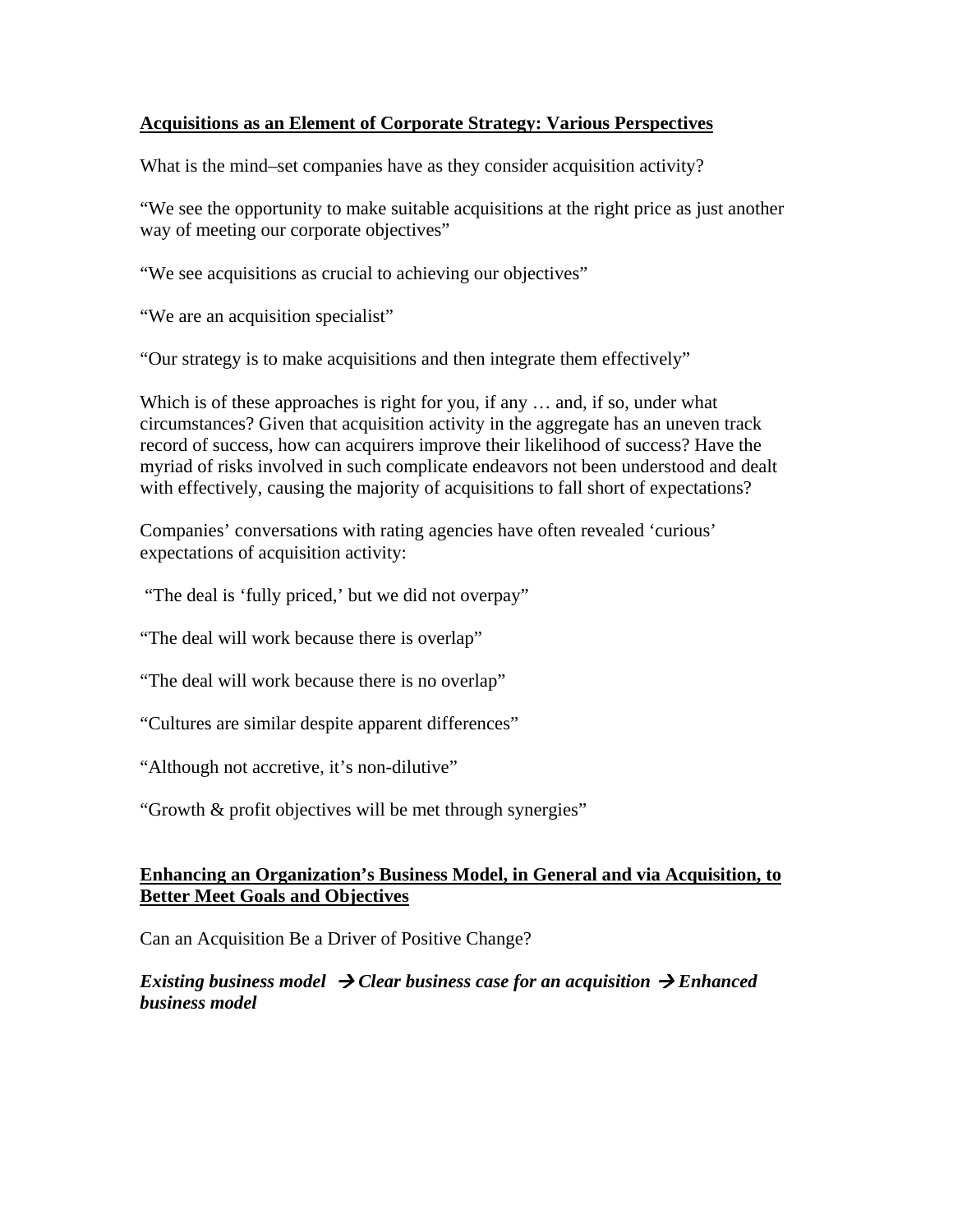**<u>Acquisitions as an Element of Corporate Strategy: Various Perspectives</u>**

What is the mind–set companies have as they consider acquisition activity?

"We see the opportunity to make suitable acquisitions at the right price as just another way of meeting our corporate objectives"

"We see acquisitions as crucial to achieving our objectives"

"We are an acquisition specialist"

"Our strategy is to make acquisitions and then integrate them effectively"

Which is of these approaches is right for you, if any … and, if so, under what circumstances? Given that acquisition activity in the aggregate has an uneven track record of success, how can acquirers improve their likelihood of success? Have the myriad of risks involved in such complicate endeavors not been understood and dealt with effectively, causing the majority of acquisitions to fall short of expectations?

Companies' conversations with rating agencies have often revealed 'curious' expectations of acquisition activity:

"The deal is 'fully priced,' but we did not overpay"

"The deal will work because there is overlap"

"The deal will work because there is no overlap"

"Cultures are similar despite apparent differences"

"Although not accretive, it's non-dilutive"

"Growth & profit objectives will be met through synergies"

**<u>Enhancing an Organization's Business Model, in General and via Acquisition, to Better Meet Goals and Objectives</u>**

Can an Acquisition Be a Driver of Positive Change?

***Existing business model → Clear business case for an acquisition → Enhanced business model***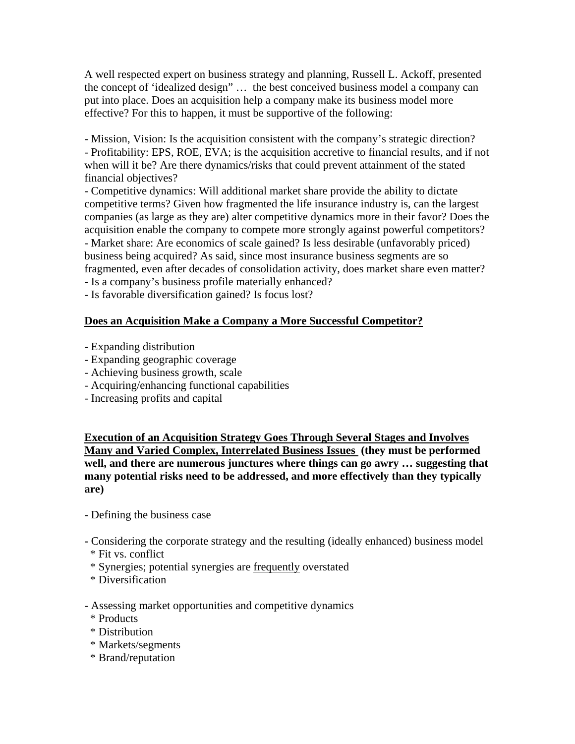A well respected expert on business strategy and planning, Russell L. Ackoff, presented the concept of 'idealized design" … the best conceived business model a company can put into place. Does an acquisition help a company make its business model more effective? For this to happen, it must be supportive of the following:

- Mission, Vision: Is the acquisition consistent with the company's strategic direction?
- Profitability: EPS, ROE, EVA; is the acquisition accretive to financial results, and if not when will it be? Are there dynamics/risks that could prevent attainment of the stated financial objectives?
- Competitive dynamics: Will additional market share provide the ability to dictate competitive terms? Given how fragmented the life insurance industry is, can the largest companies (as large as they are) alter competitive dynamics more in their favor? Does the acquisition enable the company to compete more strongly against powerful competitors?
- Market share: Are economics of scale gained? Is less desirable (unfavorably priced) business being acquired? As said, since most insurance business segments are so fragmented, even after decades of consolidation activity, does market share even matter?
- Is a company's business profile materially enhanced?
- Is favorable diversification gained? Is focus lost?

**<u>Does an Acquisition Make a Company a More Successful Competitor?</u>**

- Expanding distribution
- Expanding geographic coverage
- Achieving business growth, scale
- Acquiring/enhancing functional capabilities
- Increasing profits and capital

**<u>Execution of an Acquisition Strategy Goes Through Several Stages and Involves Many and Varied Complex, Interrelated Business Issues</u> (they must be performed well, and there are numerous junctures where things can go awry … suggesting that many potential risks need to be addressed, and more effectively than they typically are)**

- Defining the business case

- Considering the corporate strategy and the resulting (ideally enhanced) business model
  * Fit vs. conflict
  * Synergies; potential synergies are <u>frequently</u> overstated
  * Diversification

- Assessing market opportunities and competitive dynamics
  * Products
  * Distribution
  * Markets/segments
  * Brand/reputation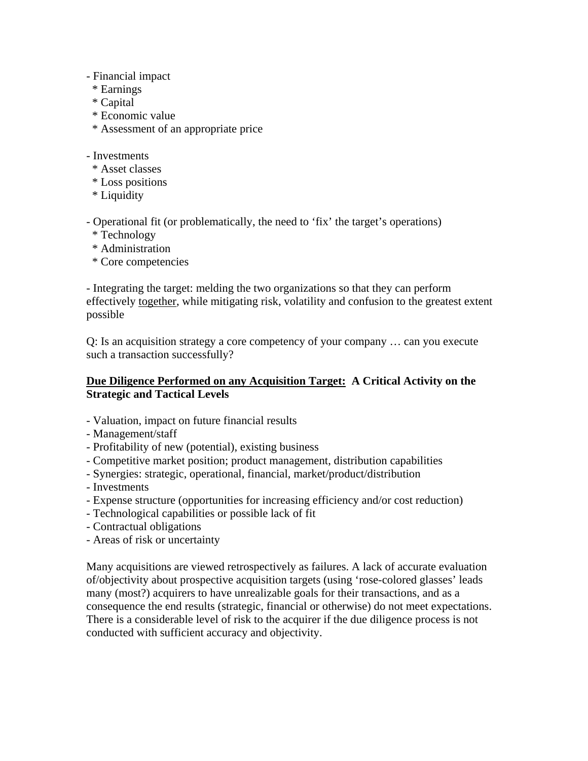- Financial impact
  * Earnings
  * Capital
  * Economic value
  * Assessment of an appropriate price

- Investments
  * Asset classes
  * Loss positions
  * Liquidity

- Operational fit (or problematically, the need to 'fix' the target's operations)
  * Technology
  * Administration
  * Core competencies

- Integrating the target: melding the two organizations so that they can perform effectively <u>together</u>, while mitigating risk, volatility and confusion to the greatest extent possible

Q: Is an acquisition strategy a core competency of your company … can you execute such a transaction successfully?

**<u>Due Diligence Performed on any Acquisition Target:</u> A Critical Activity on the Strategic and Tactical Levels**

- Valuation, impact on future financial results
- Management/staff
- Profitability of new (potential), existing business
- Competitive market position; product management, distribution capabilities
- Synergies: strategic, operational, financial, market/product/distribution
- Investments
- Expense structure (opportunities for increasing efficiency and/or cost reduction)
- Technological capabilities or possible lack of fit
- Contractual obligations
- Areas of risk or uncertainty

Many acquisitions are viewed retrospectively as failures. A lack of accurate evaluation of/objectivity about prospective acquisition targets (using 'rose-colored glasses' leads many (most?) acquirers to have unrealizable goals for their transactions, and as a consequence the end results (strategic, financial or otherwise) do not meet expectations. There is a considerable level of risk to the acquirer if the due diligence process is not conducted with sufficient accuracy and objectivity.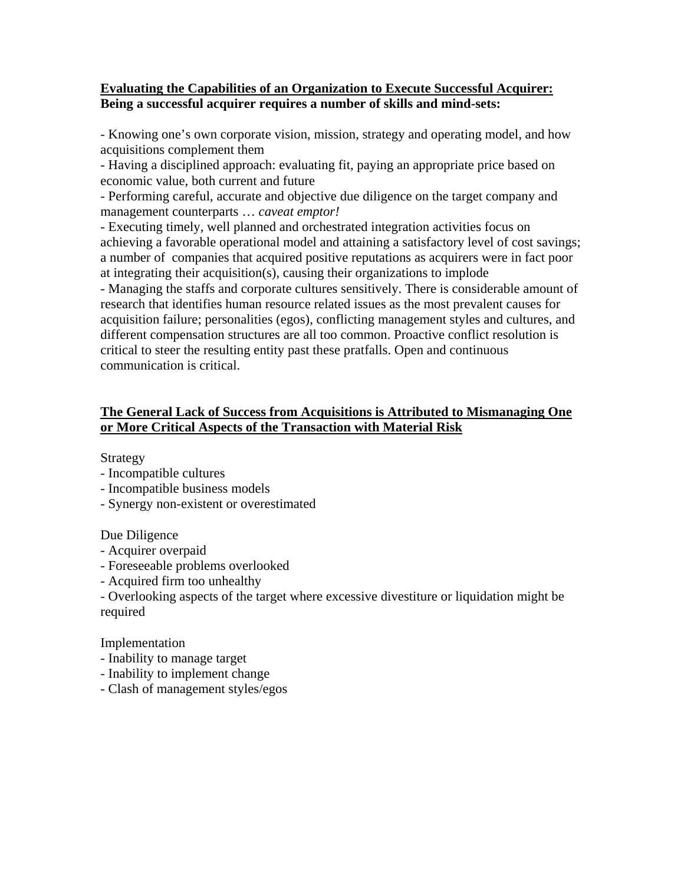**Evaluating the Capabilities of an Organization to Execute Successful Acquirer:**
**Being a successful acquirer requires a number of skills and mind-sets:**

- Knowing one's own corporate vision, mission, strategy and operating model, and how acquisitions complement them
- Having a disciplined approach: evaluating fit, paying an appropriate price based on economic value, both current and future
- Performing careful, accurate and objective due diligence on the target company and management counterparts … *caveat emptor!*
- Executing timely, well planned and orchestrated integration activities focus on achieving a favorable operational model and attaining a satisfactory level of cost savings; a number of companies that acquired positive reputations as acquirers were in fact poor at integrating their acquisition(s), causing their organizations to implode
- Managing the staffs and corporate cultures sensitively. There is considerable amount of research that identifies human resource related issues as the most prevalent causes for acquisition failure; personalities (egos), conflicting management styles and cultures, and different compensation structures are all too common. Proactive conflict resolution is critical to steer the resulting entity past these pratfalls. Open and continuous communication is critical.

**The General Lack of Success from Acquisitions is Attributed to Mismanaging One or More Critical Aspects of the Transaction with Material Risk**

Strategy
- Incompatible cultures
- Incompatible business models
- Synergy non-existent or overestimated

Due Diligence
- Acquirer overpaid
- Foreseeable problems overlooked
- Acquired firm too unhealthy
- Overlooking aspects of the target where excessive divestiture or liquidation might be required

Implementation
- Inability to manage target
- Inability to implement change
- Clash of management styles/egos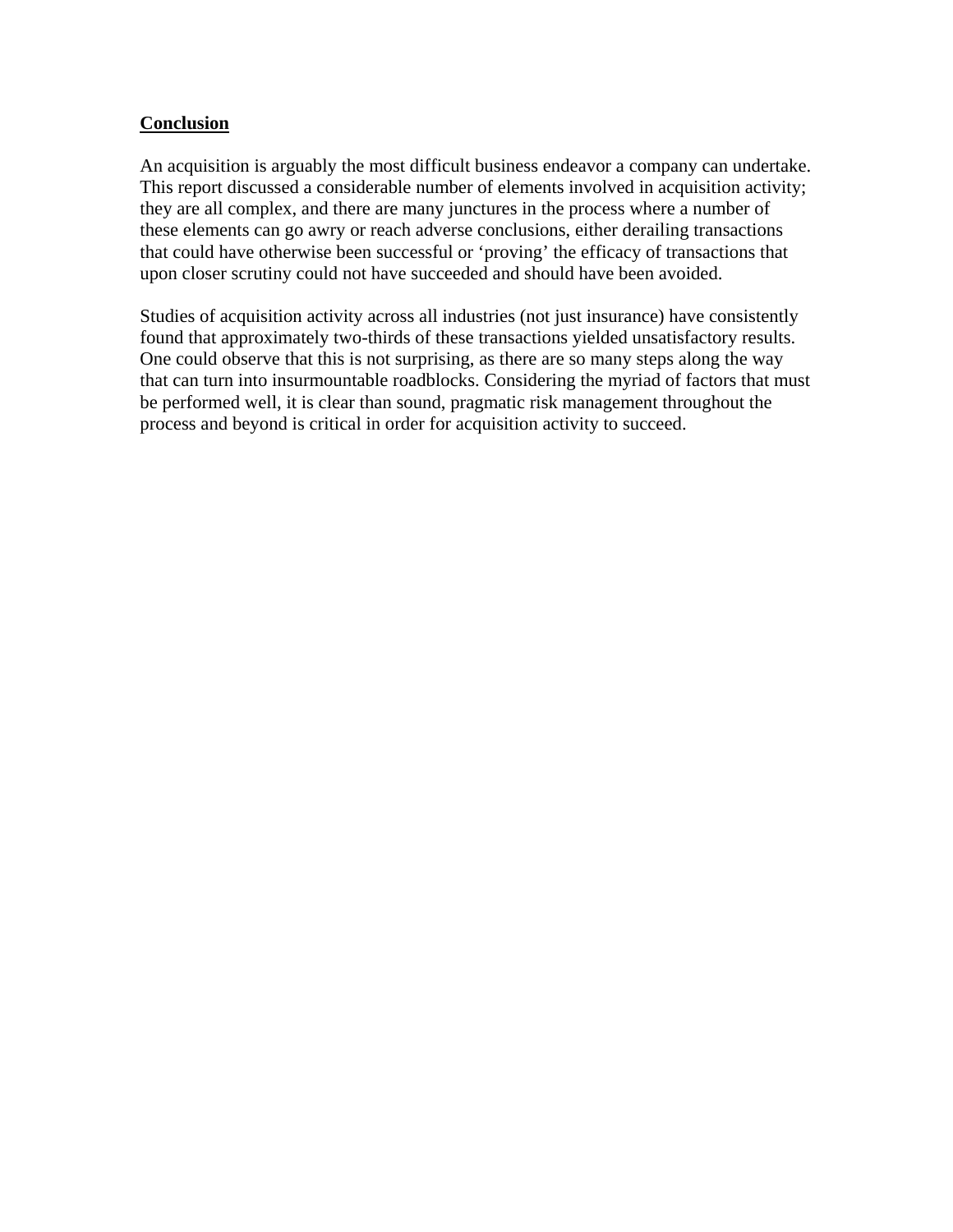**Conclusion**

An acquisition is arguably the most difficult business endeavor a company can undertake. This report discussed a considerable number of elements involved in acquisition activity; they are all complex, and there are many junctures in the process where a number of these elements can go awry or reach adverse conclusions, either derailing transactions that could have otherwise been successful or 'proving' the efficacy of transactions that upon closer scrutiny could not have succeeded and should have been avoided.

Studies of acquisition activity across all industries (not just insurance) have consistently found that approximately two-thirds of these transactions yielded unsatisfactory results. One could observe that this is not surprising, as there are so many steps along the way that can turn into insurmountable roadblocks. Considering the myriad of factors that must be performed well, it is clear than sound, pragmatic risk management throughout the process and beyond is critical in order for acquisition activity to succeed.